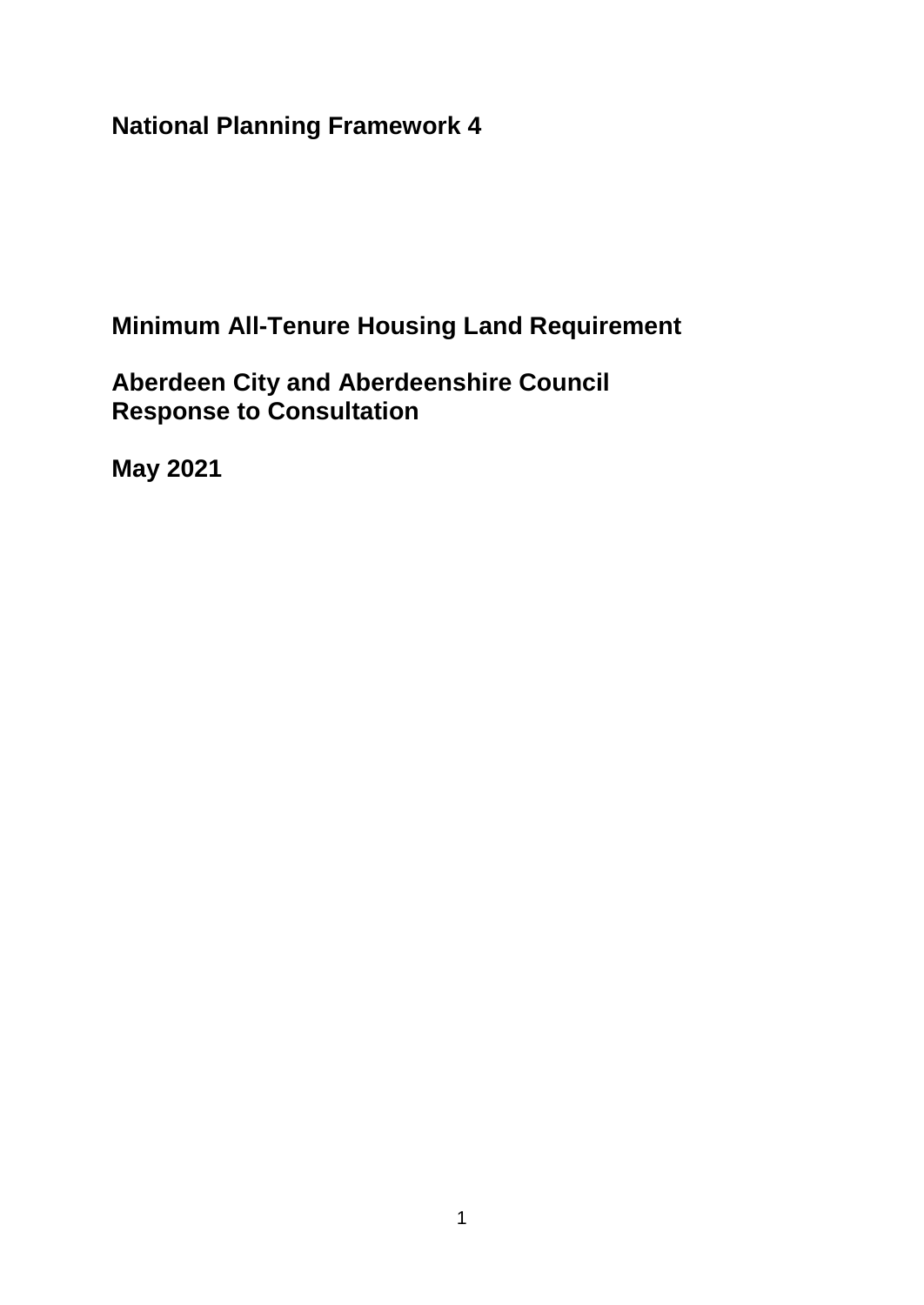# National Planning Framework 4

## Minimum All-Tenure Housing Land Requirement

## Aberdeen City and Aberdeenshire Council Response to Consultation

**May 2021**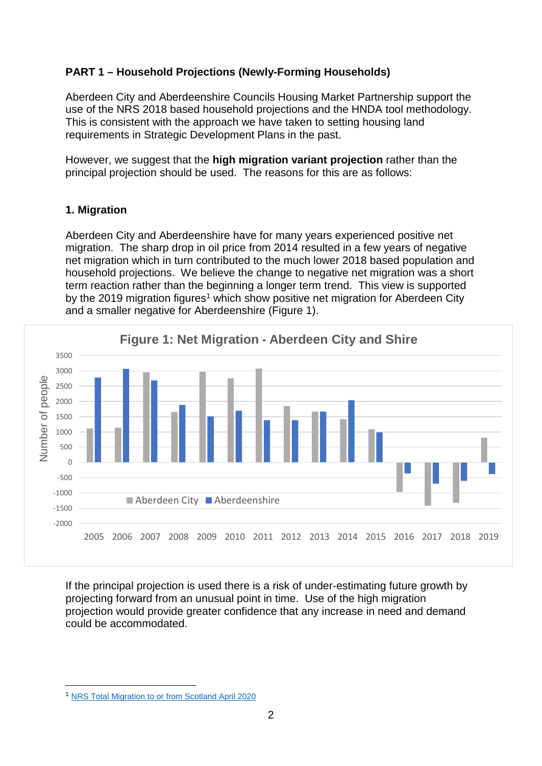**PART 1 – Household Projections (Newly-Forming Households)**

Aberdeen City and Aberdeenshire Councils Housing Market Partnership support the use of the NRS 2018 based household projections and the HNDA tool methodology. This is consistent with the approach we have taken to setting housing land requirements in Strategic Development Plans in the past.

However, we suggest that the **high migration variant projection** rather than the principal projection should be used. The reasons for this are as follows:

**1. Migration**

Aberdeen City and Aberdeenshire have for many years experienced positive net migration. The sharp drop in oil price from 2014 resulted in a few years of negative net migration which in turn contributed to the much lower 2018 based population and household projections. We believe the change to negative net migration was a short term reaction rather than the beginning a longer term trend. This view is supported by the 2019 migration figures[1] which show positive net migration for Aberdeen City and a smaller negative for Aberdeenshire (Figure 1).

**Figure 1: Net Migration - Aberdeen City and Shire**

If the principal projection is used there is a risk of under-estimating future growth by projecting forward from an unusual point in time. Use of the high migration projection would provide greater confidence that any increase in need and demand could be accommodated.

[1] NRS Total Migration to or from Scotland April 2020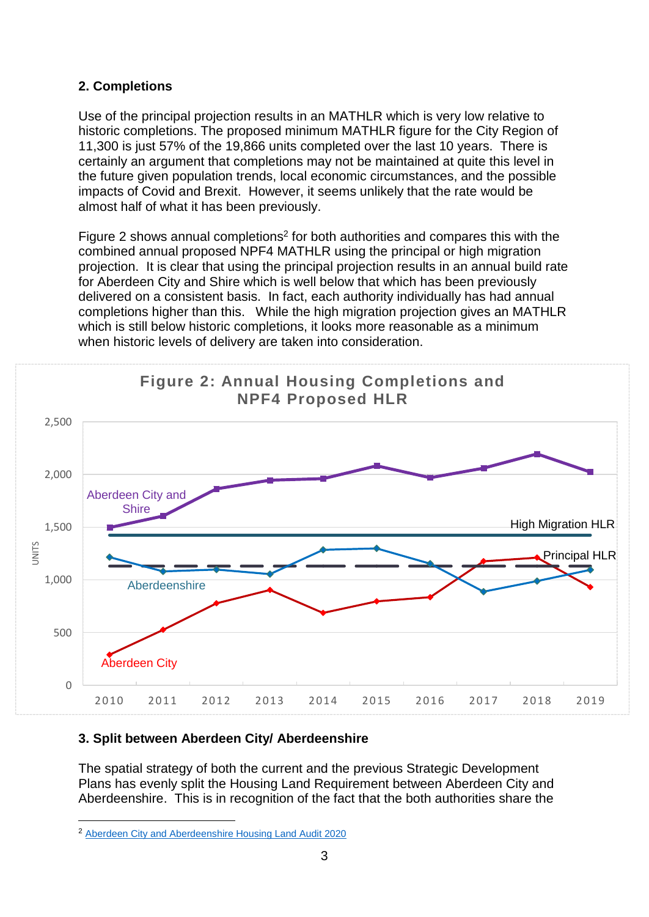## 2. Completions

Use of the principal projection results in an MATHLR which is very low relative to historic completions. The proposed minimum MATHLR figure for the City Region of 11,300 is just 57% of the 19,866 units completed over the last 10 years. There is certainly an argument that completions may not be maintained at quite this level in the future given population trends, local economic circumstances, and the possible impacts of Covid and Brexit. However, it seems unlikely that the rate would be almost half of what it has been previously.

Figure 2 shows annual completions[2] for both authorities and compares this with the combined annual proposed NPF4 MATHLR using the principal or high migration projection. It is clear that using the principal projection results in an annual build rate for Aberdeen City and Shire which is well below that which has been previously delivered on a consistent basis. In fact, each authority individually has had annual completions higher than this. While the high migration projection gives an MATHLR which is still below historic completions, it looks more reasonable as a minimum when historic levels of delivery are taken into consideration.

**Figure 2: Annual Housing Completions and NPF4 Proposed HLR**

## 3. Split between Aberdeen City/ Aberdeenshire

The spatial strategy of both the current and the previous Strategic Development Plans has evenly split the Housing Land Requirement between Aberdeen City and Aberdeenshire. This is in recognition of the fact that the both authorities share the

---

[2] Aberdeen City and Aberdeenshire Housing Land Audit 2020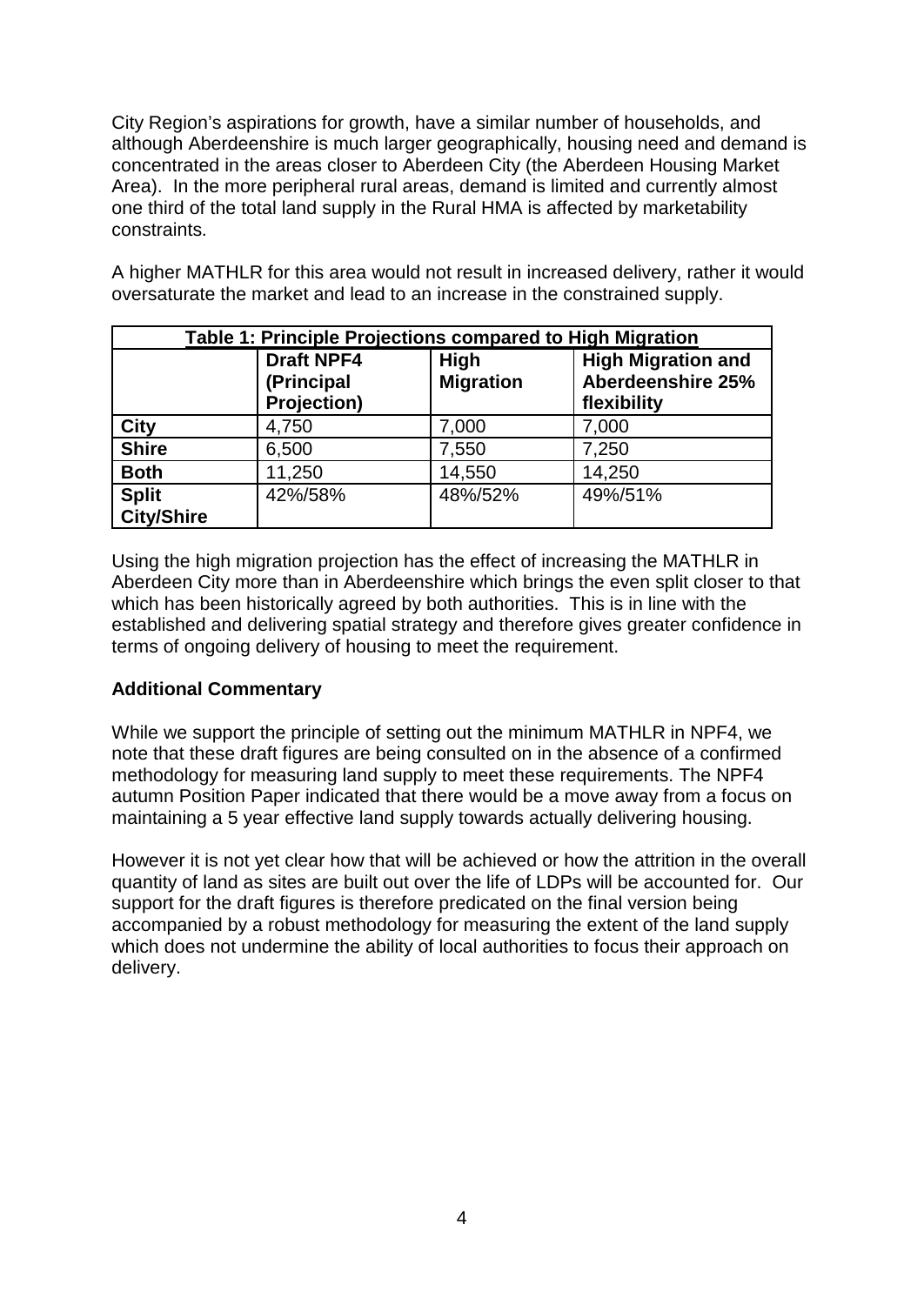City Region's aspirations for growth, have a similar number of households, and although Aberdeenshire is much larger geographically, housing need and demand is concentrated in the areas closer to Aberdeen City (the Aberdeen Housing Market Area). In the more peripheral rural areas, demand is limited and currently almost one third of the total land supply in the Rural HMA is affected by marketability constraints.

A higher MATHLR for this area would not result in increased delivery, rather it would oversaturate the market and lead to an increase in the constrained supply.

| **Table 1: Principle Projections compared to High Migration** | | | |
|---|---|---|---|
| | **Draft NPF4 (Principal Projection)** | **High Migration** | **High Migration and Aberdeenshire 25% flexibility** |
| **City** | 4,750 | 7,000 | 7,000 |
| **Shire** | 6,500 | 7,550 | 7,250 |
| **Both** | 11,250 | 14,550 | 14,250 |
| **Split City/Shire** | 42%/58% | 48%/52% | 49%/51% |

Using the high migration projection has the effect of increasing the MATHLR in Aberdeen City more than in Aberdeenshire which brings the even split closer to that which has been historically agreed by both authorities. This is in line with the established and delivering spatial strategy and therefore gives greater confidence in terms of ongoing delivery of housing to meet the requirement.

**Additional Commentary**

While we support the principle of setting out the minimum MATHLR in NPF4, we note that these draft figures are being consulted on in the absence of a confirmed methodology for measuring land supply to meet these requirements. The NPF4 autumn Position Paper indicated that there would be a move away from a focus on maintaining a 5 year effective land supply towards actually delivering housing.

However it is not yet clear how that will be achieved or how the attrition in the overall quantity of land as sites are built out over the life of LDPs will be accounted for. Our support for the draft figures is therefore predicated on the final version being accompanied by a robust methodology for measuring the extent of the land supply which does not undermine the ability of local authorities to focus their approach on delivery.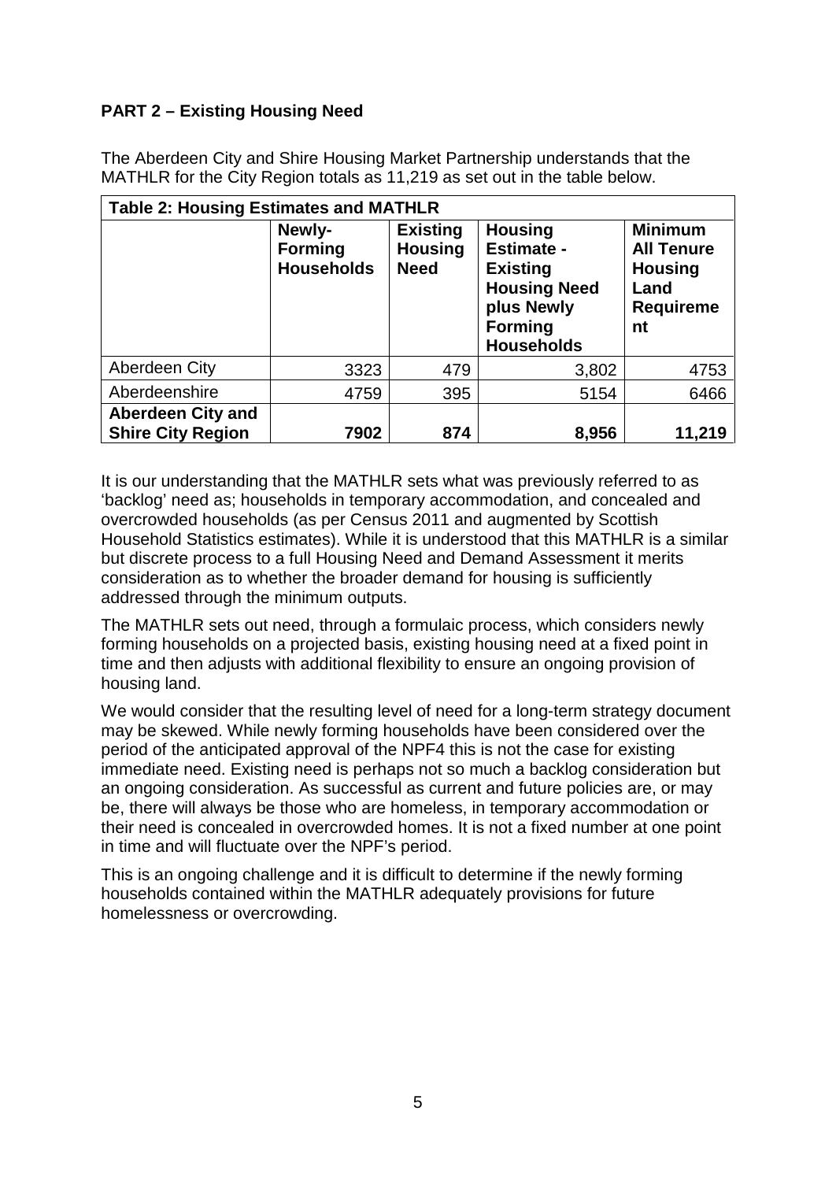**PART 2 – Existing Housing Need**

The Aberdeen City and Shire Housing Market Partnership understands that the MATHLR for the City Region totals as 11,219 as set out in the table below.

**Table 2: Housing Estimates and MATHLR**

| | Newly-Forming Households | Existing Housing Need | Housing Estimate - Existing Housing Need plus Newly Forming Households | Minimum All Tenure Housing Land Requirement |
|---|---|---|---|---|
| Aberdeen City | 3323 | 479 | 3,802 | 4753 |
| Aberdeenshire | 4759 | 395 | 5154 | 6466 |
| **Aberdeen City and Shire City Region** | **7902** | **874** | **8,956** | **11,219** |

It is our understanding that the MATHLR sets what was previously referred to as 'backlog' need as; households in temporary accommodation, and concealed and overcrowded households (as per Census 2011 and augmented by Scottish Household Statistics estimates). While it is understood that this MATHLR is a similar but discrete process to a full Housing Need and Demand Assessment it merits consideration as to whether the broader demand for housing is sufficiently addressed through the minimum outputs.

The MATHLR sets out need, through a formulaic process, which considers newly forming households on a projected basis, existing housing need at a fixed point in time and then adjusts with additional flexibility to ensure an ongoing provision of housing land.

We would consider that the resulting level of need for a long-term strategy document may be skewed. While newly forming households have been considered over the period of the anticipated approval of the NPF4 this is not the case for existing immediate need. Existing need is perhaps not so much a backlog consideration but an ongoing consideration. As successful as current and future policies are, or may be, there will always be those who are homeless, in temporary accommodation or their need is concealed in overcrowded homes. It is not a fixed number at one point in time and will fluctuate over the NPF's period.

This is an ongoing challenge and it is difficult to determine if the newly forming households contained within the MATHLR adequately provisions for future homelessness or overcrowding.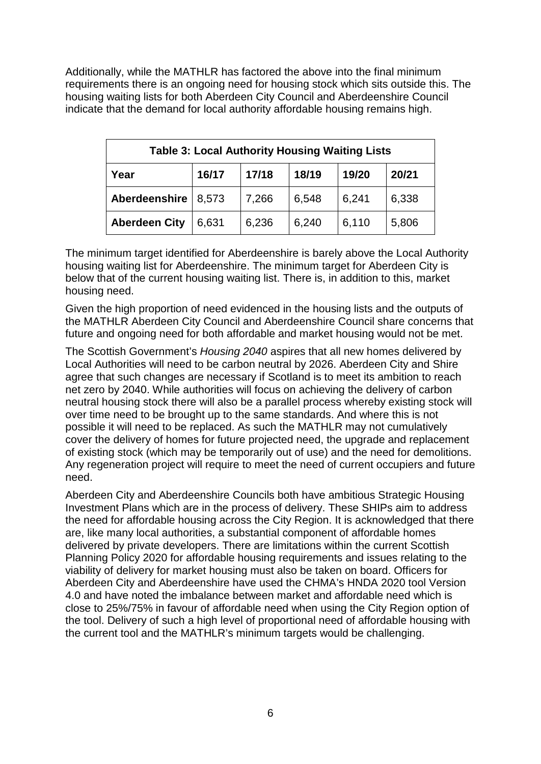Additionally, while the MATHLR has factored the above into the final minimum requirements there is an ongoing need for housing stock which sits outside this. The housing waiting lists for both Aberdeen City Council and Aberdeenshire Council indicate that the demand for local authority affordable housing remains high.

| **Table 3: Local Authority Housing Waiting Lists** | | | | | |
|---|---|---|---|---|---|
| **Year** | **16/17** | **17/18** | **18/19** | **19/20** | **20/21** |
| **Aberdeenshire** | 8,573 | 7,266 | 6,548 | 6,241 | 6,338 |
| **Aberdeen City** | 6,631 | 6,236 | 6,240 | 6,110 | 5,806 |

The minimum target identified for Aberdeenshire is barely above the Local Authority housing waiting list for Aberdeenshire. The minimum target for Aberdeen City is below that of the current housing waiting list. There is, in addition to this, market housing need.

Given the high proportion of need evidenced in the housing lists and the outputs of the MATHLR Aberdeen City Council and Aberdeenshire Council share concerns that future and ongoing need for both affordable and market housing would not be met.

The Scottish Government's *Housing 2040* aspires that all new homes delivered by Local Authorities will need to be carbon neutral by 2026. Aberdeen City and Shire agree that such changes are necessary if Scotland is to meet its ambition to reach net zero by 2040. While authorities will focus on achieving the delivery of carbon neutral housing stock there will also be a parallel process whereby existing stock will over time need to be brought up to the same standards. And where this is not possible it will need to be replaced. As such the MATHLR may not cumulatively cover the delivery of homes for future projected need, the upgrade and replacement of existing stock (which may be temporarily out of use) and the need for demolitions. Any regeneration project will require to meet the need of current occupiers and future need.

Aberdeen City and Aberdeenshire Councils both have ambitious Strategic Housing Investment Plans which are in the process of delivery. These SHIPs aim to address the need for affordable housing across the City Region. It is acknowledged that there are, like many local authorities, a substantial component of affordable homes delivered by private developers. There are limitations within the current Scottish Planning Policy 2020 for affordable housing requirements and issues relating to the viability of delivery for market housing must also be taken on board. Officers for Aberdeen City and Aberdeenshire have used the CHMA's HNDA 2020 tool Version 4.0 and have noted the imbalance between market and affordable need which is close to 25%/75% in favour of affordable need when using the City Region option of the tool. Delivery of such a high level of proportional need of affordable housing with the current tool and the MATHLR's minimum targets would be challenging.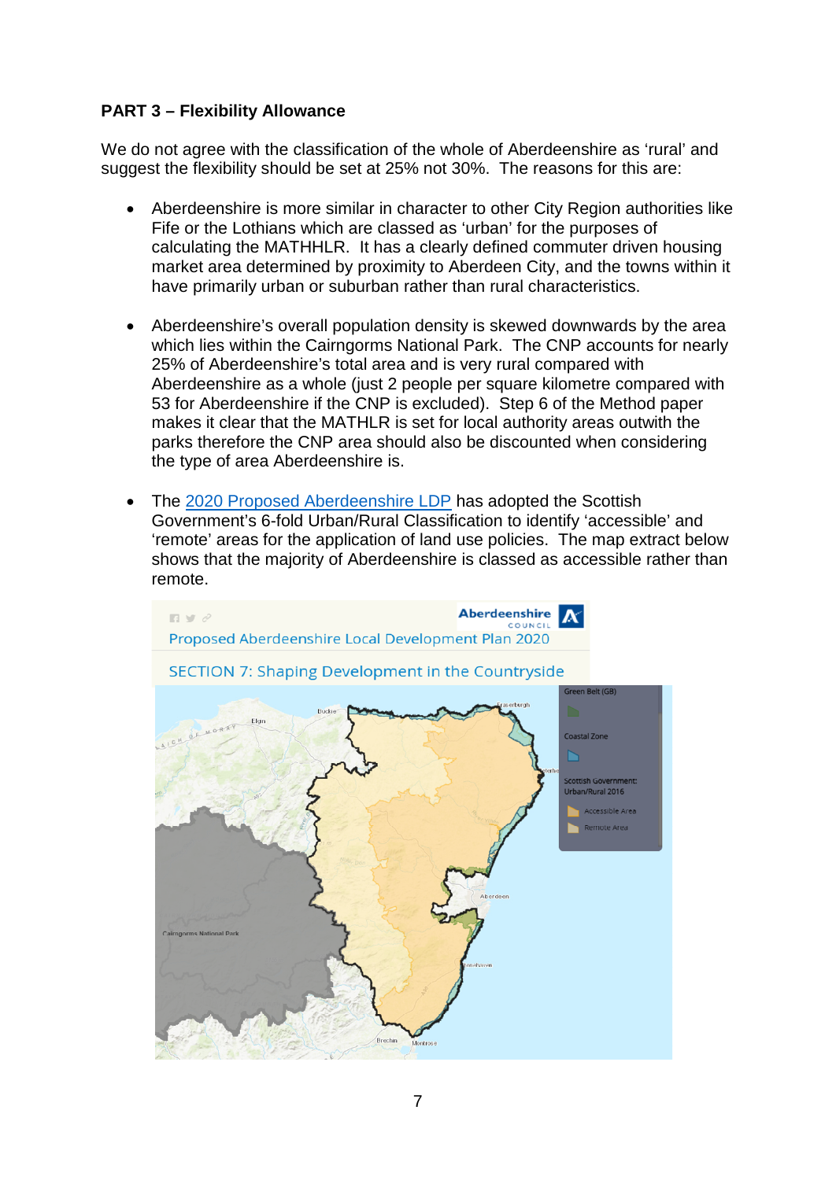**PART 3 – Flexibility Allowance**

We do not agree with the classification of the whole of Aberdeenshire as 'rural' and suggest the flexibility should be set at 25% not 30%. The reasons for this are:

- Aberdeenshire is more similar in character to other City Region authorities like Fife or the Lothians which are classed as 'urban' for the purposes of calculating the MATHHLR. It has a clearly defined commuter driven housing market area determined by proximity to Aberdeen City, and the towns within it have primarily urban or suburban rather than rural characteristics.

- Aberdeenshire's overall population density is skewed downwards by the area which lies within the Cairngorms National Park. The CNP accounts for nearly 25% of Aberdeenshire's total area and is very rural compared with Aberdeenshire as a whole (just 2 people per square kilometre compared with 53 for Aberdeenshire if the CNP is excluded). Step 6 of the Method paper makes it clear that the MATHLR is set for local authority areas outwith the parks therefore the CNP area should also be discounted when considering the type of area Aberdeenshire is.

- The [2020 Proposed Aberdeenshire LDP](2020 Proposed Aberdeenshire LDP) has adopted the Scottish Government's 6-fold Urban/Rural Classification to identify 'accessible' and 'remote' areas for the application of land use policies. The map extract below shows that the majority of Aberdeenshire is classed as accessible rather than remote.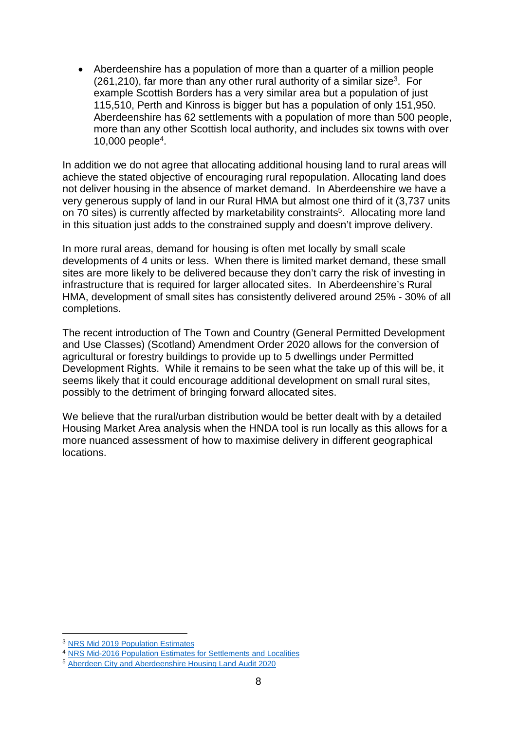- Aberdeenshire has a population of more than a quarter of a million people (261,210), far more than any other rural authority of a similar size[3]. For example Scottish Borders has a very similar area but a population of just 115,510, Perth and Kinross is bigger but has a population of only 151,950. Aberdeenshire has 62 settlements with a population of more than 500 people, more than any other Scottish local authority, and includes six towns with over 10,000 people[4].

In addition we do not agree that allocating additional housing land to rural areas will achieve the stated objective of encouraging rural repopulation. Allocating land does not deliver housing in the absence of market demand. In Aberdeenshire we have a very generous supply of land in our Rural HMA but almost one third of it (3,737 units on 70 sites) is currently affected by marketability constraints[5]. Allocating more land in this situation just adds to the constrained supply and doesn't improve delivery.

In more rural areas, demand for housing is often met locally by small scale developments of 4 units or less. When there is limited market demand, these small sites are more likely to be delivered because they don't carry the risk of investing in infrastructure that is required for larger allocated sites. In Aberdeenshire's Rural HMA, development of small sites has consistently delivered around 25% - 30% of all completions.

The recent introduction of The Town and Country (General Permitted Development and Use Classes) (Scotland) Amendment Order 2020 allows for the conversion of agricultural or forestry buildings to provide up to 5 dwellings under Permitted Development Rights. While it remains to be seen what the take up of this will be, it seems likely that it could encourage additional development on small rural sites, possibly to the detriment of bringing forward allocated sites.

We believe that the rural/urban distribution would be better dealt with by a detailed Housing Market Area analysis when the HNDA tool is run locally as this allows for a more nuanced assessment of how to maximise delivery in different geographical locations.

---

[3] NRS Mid 2019 Population Estimates

[4] NRS Mid-2016 Population Estimates for Settlements and Localities

[5] Aberdeen City and Aberdeenshire Housing Land Audit 2020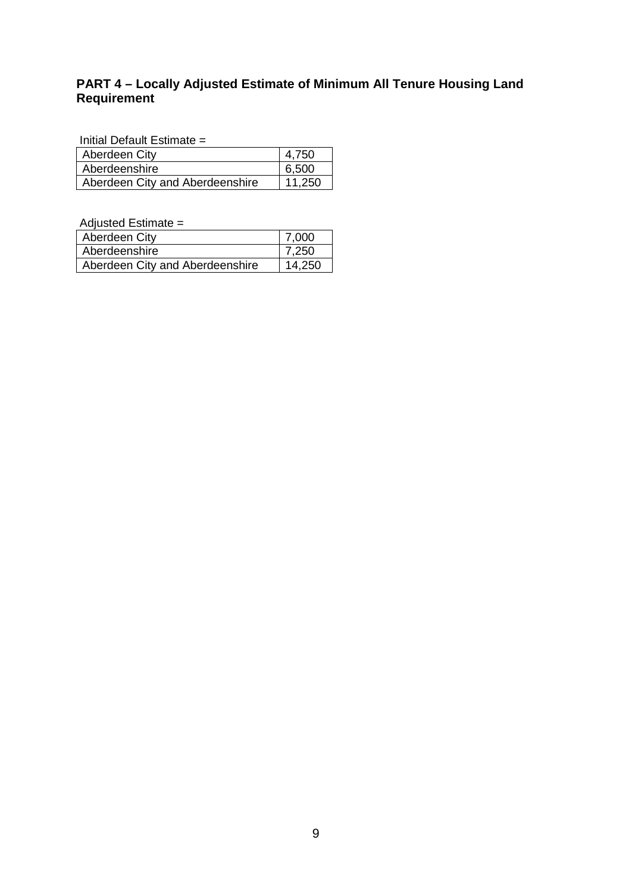## PART 4 – Locally Adjusted Estimate of Minimum All Tenure Housing Land Requirement

Initial Default Estimate =

| | |
|---|---|
| Aberdeen City | 4,750 |
| Aberdeenshire | 6,500 |
| Aberdeen City and Aberdeenshire | 11,250 |

Adjusted Estimate =

| | |
|---|---|
| Aberdeen City | 7,000 |
| Aberdeenshire | 7,250 |
| Aberdeen City and Aberdeenshire | 14,250 |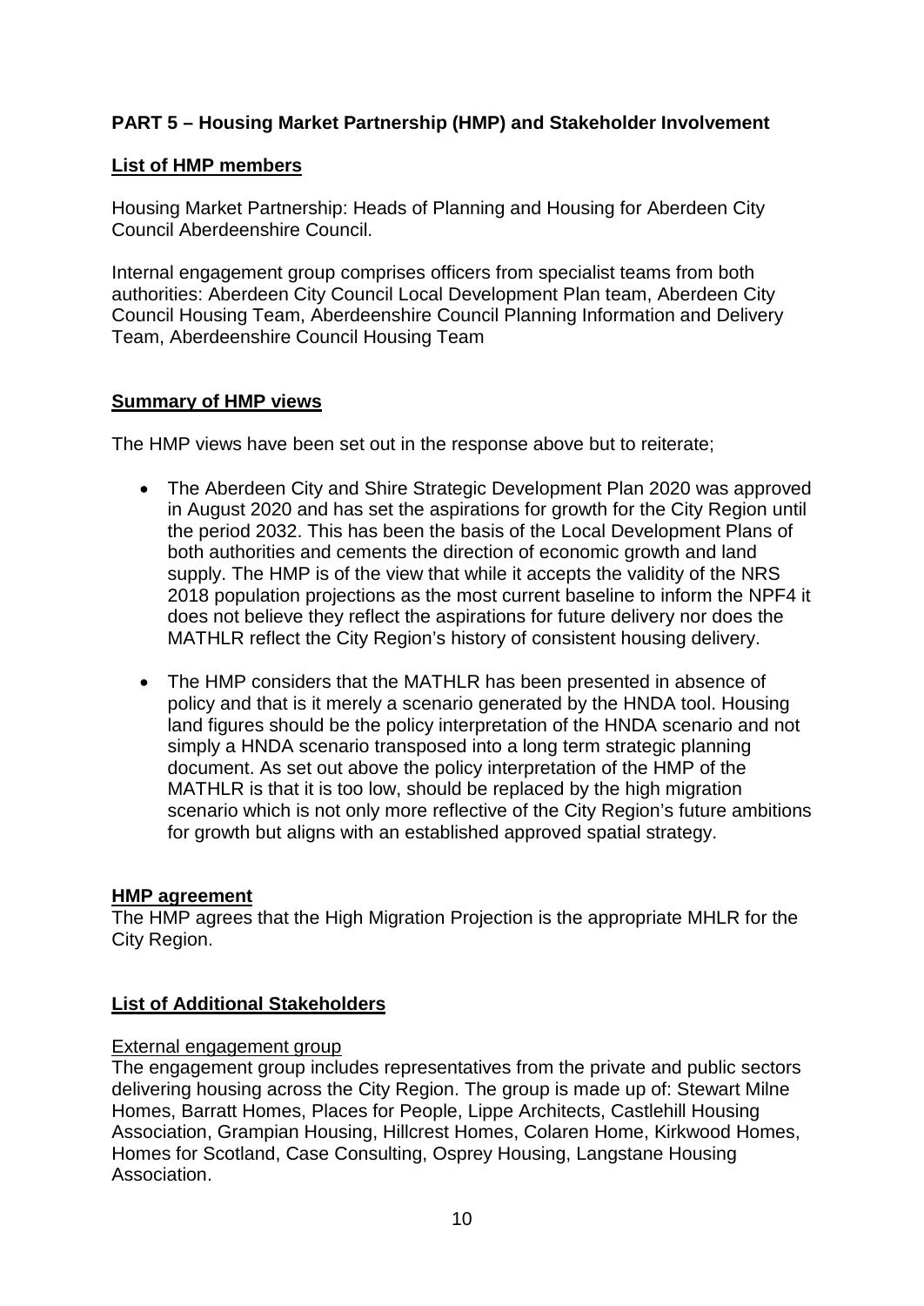**PART 5 – Housing Market Partnership (HMP) and Stakeholder Involvement**

**List of HMP members**

Housing Market Partnership: Heads of Planning and Housing for Aberdeen City Council Aberdeenshire Council.

Internal engagement group comprises officers from specialist teams from both authorities: Aberdeen City Council Local Development Plan team, Aberdeen City Council Housing Team, Aberdeenshire Council Planning Information and Delivery Team, Aberdeenshire Council Housing Team

**Summary of HMP views**

The HMP views have been set out in the response above but to reiterate;

- The Aberdeen City and Shire Strategic Development Plan 2020 was approved in August 2020 and has set the aspirations for growth for the City Region until the period 2032. This has been the basis of the Local Development Plans of both authorities and cements the direction of economic growth and land supply. The HMP is of the view that while it accepts the validity of the NRS 2018 population projections as the most current baseline to inform the NPF4 it does not believe they reflect the aspirations for future delivery nor does the MATHLR reflect the City Region's history of consistent housing delivery.

- The HMP considers that the MATHLR has been presented in absence of policy and that is it merely a scenario generated by the HNDA tool. Housing land figures should be the policy interpretation of the HNDA scenario and not simply a HNDA scenario transposed into a long term strategic planning document. As set out above the policy interpretation of the HMP of the MATHLR is that it is too low, should be replaced by the high migration scenario which is not only more reflective of the City Region's future ambitions for growth but aligns with an established approved spatial strategy.

**HMP agreement**

The HMP agrees that the High Migration Projection is the appropriate MHLR for the City Region.

**List of Additional Stakeholders**

External engagement group

The engagement group includes representatives from the private and public sectors delivering housing across the City Region. The group is made up of: Stewart Milne Homes, Barratt Homes, Places for People, Lippe Architects, Castlehill Housing Association, Grampian Housing, Hillcrest Homes, Colaren Home, Kirkwood Homes, Homes for Scotland, Case Consulting, Osprey Housing, Langstane Housing Association.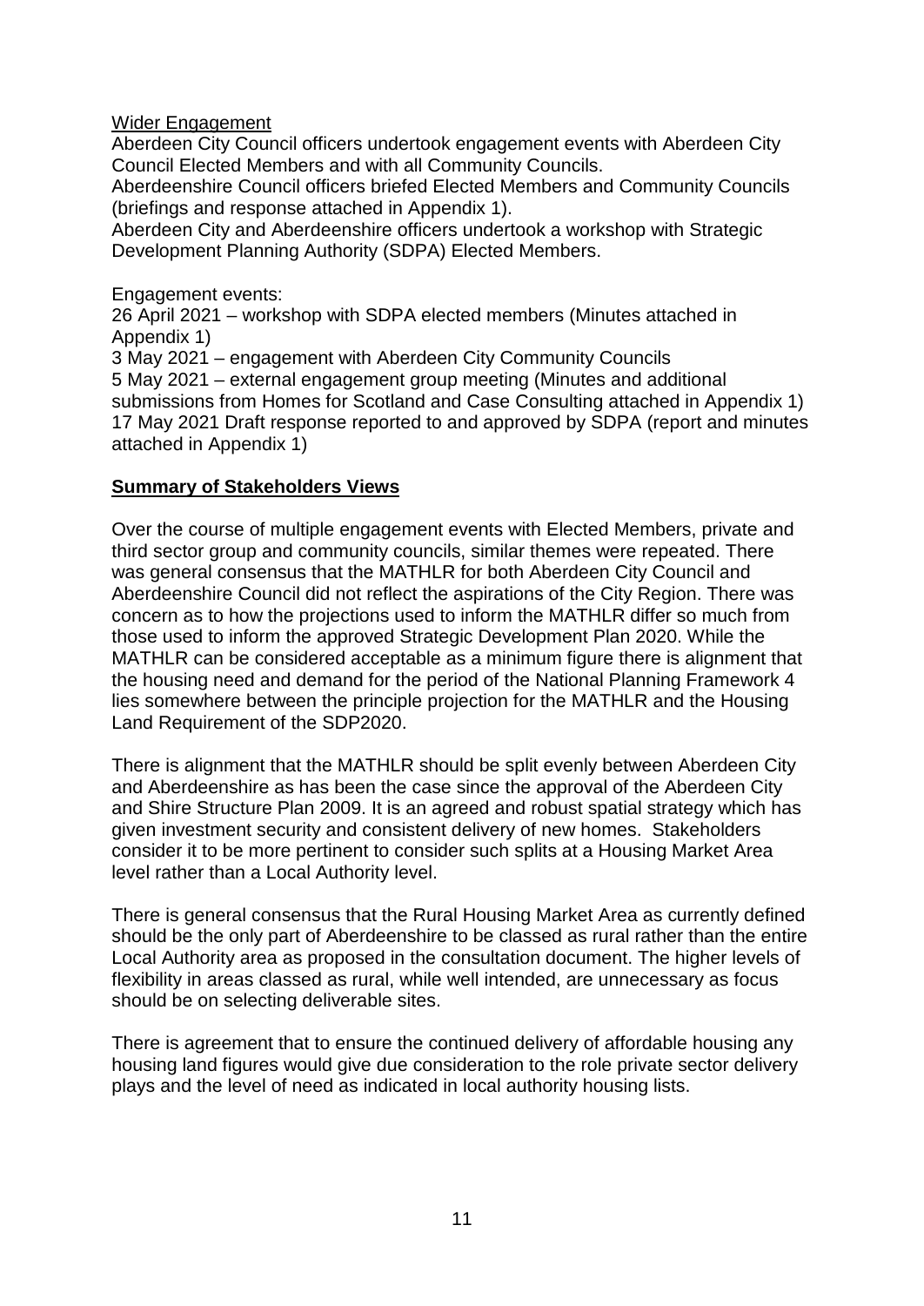Wider Engagement

Aberdeen City Council officers undertook engagement events with Aberdeen City Council Elected Members and with all Community Councils.

Aberdeenshire Council officers briefed Elected Members and Community Councils (briefings and response attached in Appendix 1).

Aberdeen City and Aberdeenshire officers undertook a workshop with Strategic Development Planning Authority (SDPA) Elected Members.

Engagement events:

26 April 2021 – workshop with SDPA elected members (Minutes attached in Appendix 1)

3 May 2021 – engagement with Aberdeen City Community Councils

5 May 2021 – external engagement group meeting (Minutes and additional submissions from Homes for Scotland and Case Consulting attached in Appendix 1)

17 May 2021 Draft response reported to and approved by SDPA (report and minutes attached in Appendix 1)

**Summary of Stakeholders Views**

Over the course of multiple engagement events with Elected Members, private and third sector group and community councils, similar themes were repeated. There was general consensus that the MATHLR for both Aberdeen City Council and Aberdeenshire Council did not reflect the aspirations of the City Region. There was concern as to how the projections used to inform the MATHLR differ so much from those used to inform the approved Strategic Development Plan 2020. While the MATHLR can be considered acceptable as a minimum figure there is alignment that the housing need and demand for the period of the National Planning Framework 4 lies somewhere between the principle projection for the MATHLR and the Housing Land Requirement of the SDP2020.

There is alignment that the MATHLR should be split evenly between Aberdeen City and Aberdeenshire as has been the case since the approval of the Aberdeen City and Shire Structure Plan 2009. It is an agreed and robust spatial strategy which has given investment security and consistent delivery of new homes. Stakeholders consider it to be more pertinent to consider such splits at a Housing Market Area level rather than a Local Authority level.

There is general consensus that the Rural Housing Market Area as currently defined should be the only part of Aberdeenshire to be classed as rural rather than the entire Local Authority area as proposed in the consultation document. The higher levels of flexibility in areas classed as rural, while well intended, are unnecessary as focus should be on selecting deliverable sites.

There is agreement that to ensure the continued delivery of affordable housing any housing land figures would give due consideration to the role private sector delivery plays and the level of need as indicated in local authority housing lists.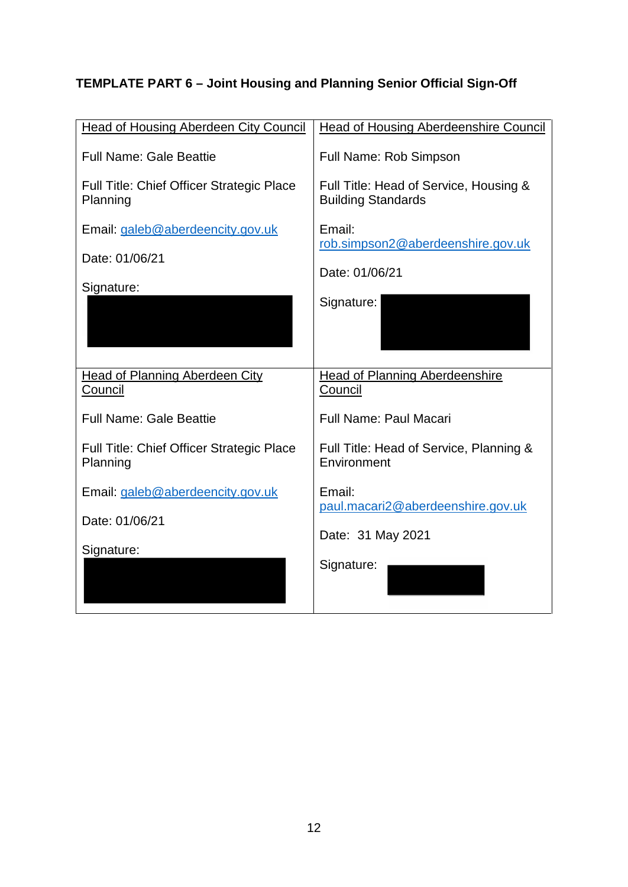**TEMPLATE PART 6 – Joint Housing and Planning Senior Official Sign-Off**

| | |
|---|---|
| Head of Housing Aberdeen City Council<br><br>Full Name: Gale Beattie<br><br>Full Title: Chief Officer Strategic Place Planning<br><br>Email: galeb@aberdeencity.gov.uk<br><br>Date: 01/06/21<br><br>Signature: | Head of Housing Aberdeenshire Council<br><br>Full Name: Rob Simpson<br><br>Full Title: Head of Service, Housing & Building Standards<br><br>Email: rob.simpson2@aberdeenshire.gov.uk<br><br>Date: 01/06/21<br><br>Signature: |
| Head of Planning Aberdeen City Council<br><br>Full Name: Gale Beattie<br><br>Full Title: Chief Officer Strategic Place Planning<br><br>Email: galeb@aberdeencity.gov.uk<br><br>Date: 01/06/21<br><br>Signature: | Head of Planning Aberdeenshire Council<br><br>Full Name: Paul Macari<br><br>Full Title: Head of Service, Planning & Environment<br><br>Email: paul.macari2@aberdeenshire.gov.uk<br><br>Date: 31 May 2021<br><br>Signature: |